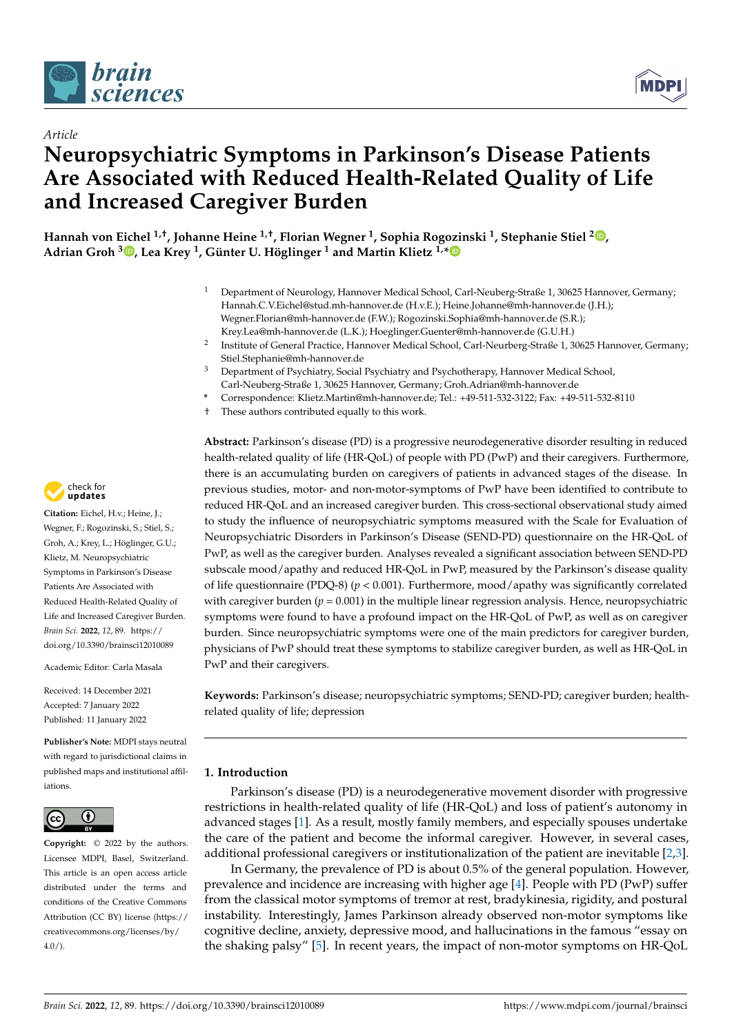*Article*

# Neuropsychiatric Symptoms in Parkinson's Disease Patients Are Associated with Reduced Health-Related Quality of Life and Increased Caregiver Burden

**Hannah von Eichel [1,†], Johanne Heine [1,†], Florian Wegner [1], Sophia Rogozinski [1], Stephanie Stiel [2], Adrian Groh [3], Lea Krey [1], Günter U. Höglinger [1] and Martin Klietz [1,*]**

[1] Department of Neurology, Hannover Medical School, Carl-Neuberg-Straße 1, 30625 Hannover, Germany; Hannah.C.V.Eichel@stud.mh-hannover.de (H.v.E.); Heine.Johanne@mh-hannover.de (J.H.); Wegner.Florian@mh-hannover.de (F.W.); Rogozinski.Sophia@mh-hannover.de (S.R.); Krey.Lea@mh-hannover.de (L.K.); Hoeglinger.Guenter@mh-hannover.de (G.U.H.)

[2] Institute of General Practice, Hannover Medical School, Carl-Neurberg-Straße 1, 30625 Hannover, Germany; Stiel.Stephanie@mh-hannover.de

[3] Department of Psychiatry, Social Psychiatry and Psychotherapy, Hannover Medical School, Carl-Neuberg-Straße 1, 30625 Hannover, Germany; Groh.Adrian@mh-hannover.de

\* Correspondence: Klietz.Martin@mh-hannover.de; Tel.: +49-511-532-3122; Fax: +49-511-532-8110

† These authors contributed equally to this work.

**Citation:** Eichel, H.v.; Heine, J.; Wegner, F.; Rogozinski, S.; Stiel, S.; Groh, A.; Krey, L.; Höglinger, G.U.; Klietz, M. Neuropsychiatric Symptoms in Parkinson's Disease Patients Are Associated with Reduced Health-Related Quality of Life and Increased Caregiver Burden. *Brain Sci.* **2022**, *12*, 89. https://doi.org/10.3390/brainsci12010089

Academic Editor: Carla Masala

Received: 14 December 2021
Accepted: 7 January 2022
Published: 11 January 2022

**Publisher's Note:** MDPI stays neutral with regard to jurisdictional claims in published maps and institutional affiliations.

**Copyright:** © 2022 by the authors. Licensee MDPI, Basel, Switzerland. This article is an open access article distributed under the terms and conditions of the Creative Commons Attribution (CC BY) license (https://creativecommons.org/licenses/by/4.0/).

**Abstract:** Parkinson's disease (PD) is a progressive neurodegenerative disorder resulting in reduced health-related quality of life (HR-QoL) of people with PD (PwP) and their caregivers. Furthermore, there is an accumulating burden on caregivers of patients in advanced stages of the disease. In previous studies, motor- and non-motor-symptoms of PwP have been identified to contribute to reduced HR-QoL and an increased caregiver burden. This cross-sectional observational study aimed to study the influence of neuropsychiatric symptoms measured with the Scale for Evaluation of Neuropsychiatric Disorders in Parkinson's Disease (SEND-PD) questionnaire on the HR-QoL of PwP, as well as the caregiver burden. Analyses revealed a significant association between SEND-PD subscale mood/apathy and reduced HR-QoL in PwP, measured by the Parkinson's disease quality of life questionnaire (PDQ-8) ($p < 0.001$). Furthermore, mood/apathy was significantly correlated with caregiver burden ($p = 0.001$) in the multiple linear regression analysis. Hence, neuropsychiatric symptoms were found to have a profound impact on the HR-QoL of PwP, as well as on caregiver burden. Since neuropsychiatric symptoms were one of the main predictors for caregiver burden, physicians of PwP should treat these symptoms to stabilize caregiver burden, as well as HR-QoL in PwP and their caregivers.

**Keywords:** Parkinson's disease; neuropsychiatric symptoms; SEND-PD; caregiver burden; health-related quality of life; depression

## 1. Introduction

Parkinson's disease (PD) is a neurodegenerative movement disorder with progressive restrictions in health-related quality of life (HR-QoL) and loss of patient's autonomy in advanced stages [1]. As a result, mostly family members, and especially spouses undertake the care of the patient and become the informal caregiver. However, in several cases, additional professional caregivers or institutionalization of the patient are inevitable [2,3].

In Germany, the prevalence of PD is about 0.5% of the general population. However, prevalence and incidence are increasing with higher age [4]. People with PD (PwP) suffer from the classical motor symptoms of tremor at rest, bradykinesia, rigidity, and postural instability. Interestingly, James Parkinson already observed non-motor symptoms like cognitive decline, anxiety, depressive mood, and hallucinations in the famous "essay on the shaking palsy" [5]. In recent years, the impact of non-motor symptoms on HR-QoL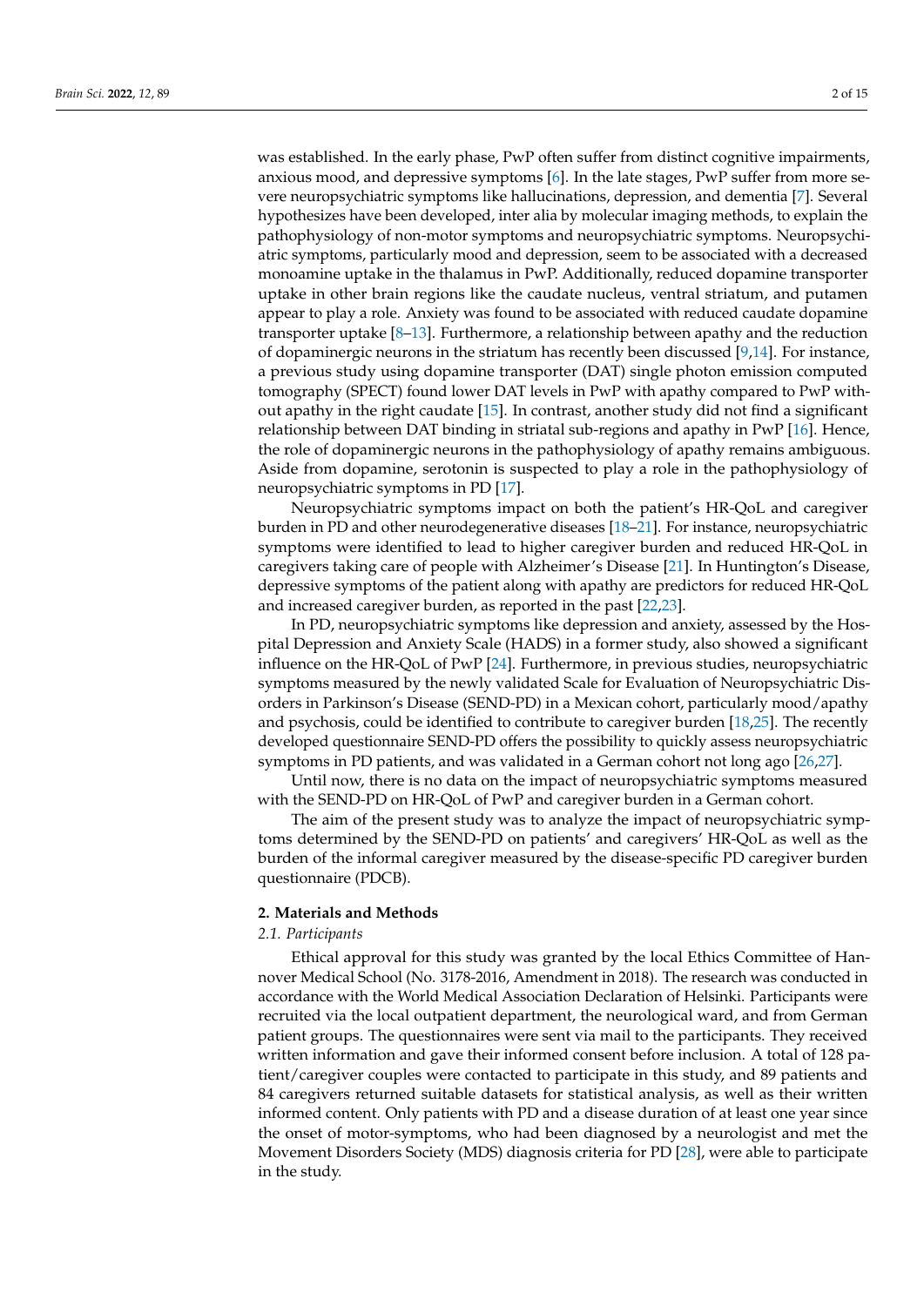was established. In the early phase, PwP often suffer from distinct cognitive impairments, anxious mood, and depressive symptoms [6]. In the late stages, PwP suffer from more severe neuropsychiatric symptoms like hallucinations, depression, and dementia [7]. Several hypothesizes have been developed, inter alia by molecular imaging methods, to explain the pathophysiology of non-motor symptoms and neuropsychiatric symptoms. Neuropsychiatric symptoms, particularly mood and depression, seem to be associated with a decreased monoamine uptake in the thalamus in PwP. Additionally, reduced dopamine transporter uptake in other brain regions like the caudate nucleus, ventral striatum, and putamen appear to play a role. Anxiety was found to be associated with reduced caudate dopamine transporter uptake [8–13]. Furthermore, a relationship between apathy and the reduction of dopaminergic neurons in the striatum has recently been discussed [9,14]. For instance, a previous study using dopamine transporter (DAT) single photon emission computed tomography (SPECT) found lower DAT levels in PwP with apathy compared to PwP without apathy in the right caudate [15]. In contrast, another study did not find a significant relationship between DAT binding in striatal sub-regions and apathy in PwP [16]. Hence, the role of dopaminergic neurons in the pathophysiology of apathy remains ambiguous. Aside from dopamine, serotonin is suspected to play a role in the pathophysiology of neuropsychiatric symptoms in PD [17].

Neuropsychiatric symptoms impact on both the patient's HR-QoL and caregiver burden in PD and other neurodegenerative diseases [18–21]. For instance, neuropsychiatric symptoms were identified to lead to higher caregiver burden and reduced HR-QoL in caregivers taking care of people with Alzheimer's Disease [21]. In Huntington's Disease, depressive symptoms of the patient along with apathy are predictors for reduced HR-QoL and increased caregiver burden, as reported in the past [22,23].

In PD, neuropsychiatric symptoms like depression and anxiety, assessed by the Hospital Depression and Anxiety Scale (HADS) in a former study, also showed a significant influence on the HR-QoL of PwP [24]. Furthermore, in previous studies, neuropsychiatric symptoms measured by the newly validated Scale for Evaluation of Neuropsychiatric Disorders in Parkinson's Disease (SEND-PD) in a Mexican cohort, particularly mood/apathy and psychosis, could be identified to contribute to caregiver burden [18,25]. The recently developed questionnaire SEND-PD offers the possibility to quickly assess neuropsychiatric symptoms in PD patients, and was validated in a German cohort not long ago [26,27].

Until now, there is no data on the impact of neuropsychiatric symptoms measured with the SEND-PD on HR-QoL of PwP and caregiver burden in a German cohort.

The aim of the present study was to analyze the impact of neuropsychiatric symptoms determined by the SEND-PD on patients' and caregivers' HR-QoL as well as the burden of the informal caregiver measured by the disease-specific PD caregiver burden questionnaire (PDCB).

## 2. Materials and Methods

### 2.1. Participants

Ethical approval for this study was granted by the local Ethics Committee of Hannover Medical School (No. 3178-2016, Amendment in 2018). The research was conducted in accordance with the World Medical Association Declaration of Helsinki. Participants were recruited via the local outpatient department, the neurological ward, and from German patient groups. The questionnaires were sent via mail to the participants. They received written information and gave their informed consent before inclusion. A total of 128 patient/caregiver couples were contacted to participate in this study, and 89 patients and 84 caregivers returned suitable datasets for statistical analysis, as well as their written informed content. Only patients with PD and a disease duration of at least one year since the onset of motor-symptoms, who had been diagnosed by a neurologist and met the Movement Disorders Society (MDS) diagnosis criteria for PD [28], were able to participate in the study.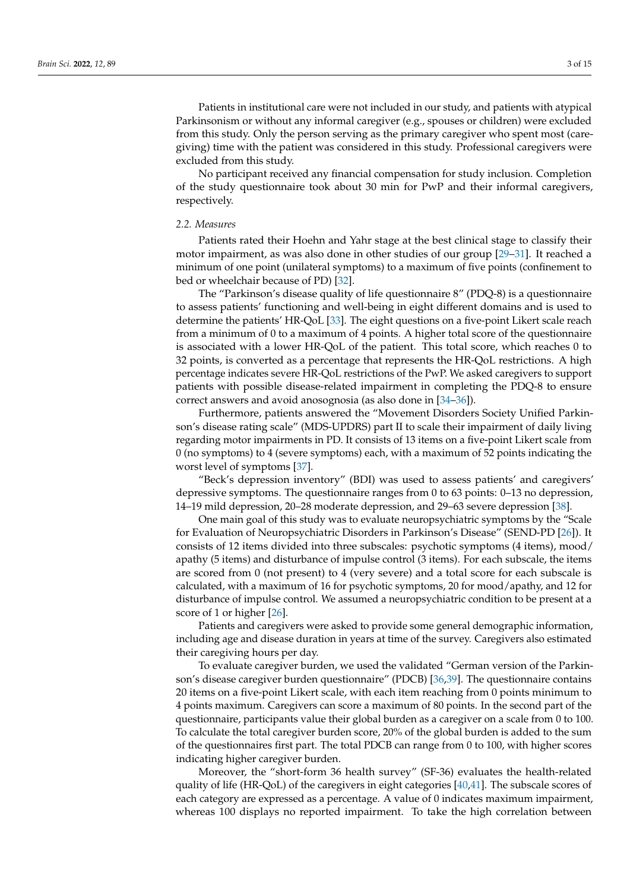Patients in institutional care were not included in our study, and patients with atypical Parkinsonism or without any informal caregiver (e.g., spouses or children) were excluded from this study. Only the person serving as the primary caregiver who spent most (caregiving) time with the patient was considered in this study. Professional caregivers were excluded from this study.

No participant received any financial compensation for study inclusion. Completion of the study questionnaire took about 30 min for PwP and their informal caregivers, respectively.

### 2.2. Measures

Patients rated their Hoehn and Yahr stage at the best clinical stage to classify their motor impairment, as was also done in other studies of our group [29–31]. It reached a minimum of one point (unilateral symptoms) to a maximum of five points (confinement to bed or wheelchair because of PD) [32].

The "Parkinson's disease quality of life questionnaire 8" (PDQ-8) is a questionnaire to assess patients' functioning and well-being in eight different domains and is used to determine the patients' HR-QoL [33]. The eight questions on a five-point Likert scale reach from a minimum of 0 to a maximum of 4 points. A higher total score of the questionnaire is associated with a lower HR-QoL of the patient. This total score, which reaches 0 to 32 points, is converted as a percentage that represents the HR-QoL restrictions. A high percentage indicates severe HR-QoL restrictions of the PwP. We asked caregivers to support patients with possible disease-related impairment in completing the PDQ-8 to ensure correct answers and avoid anosognosia (as also done in [34–36]).

Furthermore, patients answered the "Movement Disorders Society Unified Parkinson's disease rating scale" (MDS-UPDRS) part II to scale their impairment of daily living regarding motor impairments in PD. It consists of 13 items on a five-point Likert scale from 0 (no symptoms) to 4 (severe symptoms) each, with a maximum of 52 points indicating the worst level of symptoms [37].

"Beck's depression inventory" (BDI) was used to assess patients' and caregivers' depressive symptoms. The questionnaire ranges from 0 to 63 points: 0–13 no depression, 14–19 mild depression, 20–28 moderate depression, and 29–63 severe depression [38].

One main goal of this study was to evaluate neuropsychiatric symptoms by the "Scale for Evaluation of Neuropsychiatric Disorders in Parkinson's Disease" (SEND-PD [26]). It consists of 12 items divided into three subscales: psychotic symptoms (4 items), mood/apathy (5 items) and disturbance of impulse control (3 items). For each subscale, the items are scored from 0 (not present) to 4 (very severe) and a total score for each subscale is calculated, with a maximum of 16 for psychotic symptoms, 20 for mood/apathy, and 12 for disturbance of impulse control. We assumed a neuropsychiatric condition to be present at a score of 1 or higher [26].

Patients and caregivers were asked to provide some general demographic information, including age and disease duration in years at time of the survey. Caregivers also estimated their caregiving hours per day.

To evaluate caregiver burden, we used the validated "German version of the Parkinson's disease caregiver burden questionnaire" (PDCB) [36,39]. The questionnaire contains 20 items on a five-point Likert scale, with each item reaching from 0 points minimum to 4 points maximum. Caregivers can score a maximum of 80 points. In the second part of the questionnaire, participants value their global burden as a caregiver on a scale from 0 to 100. To calculate the total caregiver burden score, 20% of the global burden is added to the sum of the questionnaires first part. The total PDCB can range from 0 to 100, with higher scores indicating higher caregiver burden.

Moreover, the "short-form 36 health survey" (SF-36) evaluates the health-related quality of life (HR-QoL) of the caregivers in eight categories [40,41]. The subscale scores of each category are expressed as a percentage. A value of 0 indicates maximum impairment, whereas 100 displays no reported impairment. To take the high correlation between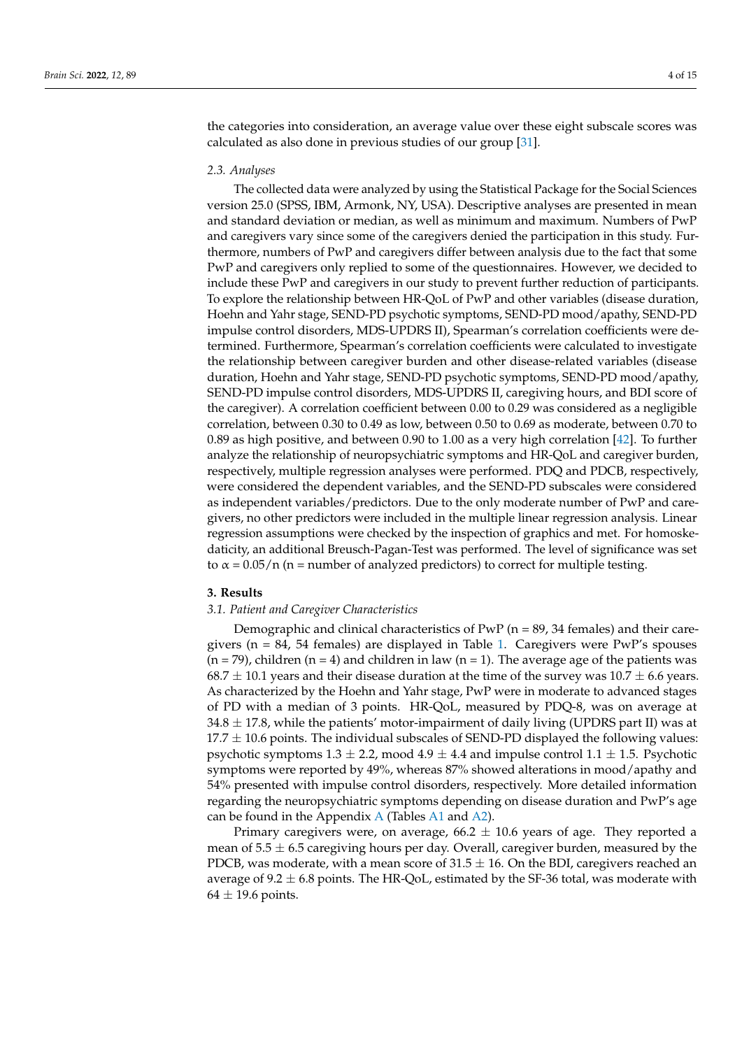the categories into consideration, an average value over these eight subscale scores was calculated as also done in previous studies of our group [31].

### 2.3. Analyses

The collected data were analyzed by using the Statistical Package for the Social Sciences version 25.0 (SPSS, IBM, Armonk, NY, USA). Descriptive analyses are presented in mean and standard deviation or median, as well as minimum and maximum. Numbers of PwP and caregivers vary since some of the caregivers denied the participation in this study. Furthermore, numbers of PwP and caregivers differ between analysis due to the fact that some PwP and caregivers only replied to some of the questionnaires. However, we decided to include these PwP and caregivers in our study to prevent further reduction of participants. To explore the relationship between HR-QoL of PwP and other variables (disease duration, Hoehn and Yahr stage, SEND-PD psychotic symptoms, SEND-PD mood/apathy, SEND-PD impulse control disorders, MDS-UPDRS II), Spearman's correlation coefficients were determined. Furthermore, Spearman's correlation coefficients were calculated to investigate the relationship between caregiver burden and other disease-related variables (disease duration, Hoehn and Yahr stage, SEND-PD psychotic symptoms, SEND-PD mood/apathy, SEND-PD impulse control disorders, MDS-UPDRS II, caregiving hours, and BDI score of the caregiver). A correlation coefficient between 0.00 to 0.29 was considered as a negligible correlation, between 0.30 to 0.49 as low, between 0.50 to 0.69 as moderate, between 0.70 to 0.89 as high positive, and between 0.90 to 1.00 as a very high correlation [42]. To further analyze the relationship of neuropsychiatric symptoms and HR-QoL and caregiver burden, respectively, multiple regression analyses were performed. PDQ and PDCB, respectively, were considered the dependent variables, and the SEND-PD subscales were considered as independent variables/predictors. Due to the only moderate number of PwP and caregivers, no other predictors were included in the multiple linear regression analysis. Linear regression assumptions were checked by the inspection of graphics and met. For homoskedaticity, an additional Breusch-Pagan-Test was performed. The level of significance was set to $\alpha = 0.05/n$ (n = number of analyzed predictors) to correct for multiple testing.

## 3. Results

### 3.1. Patient and Caregiver Characteristics

Demographic and clinical characteristics of PwP (n = 89, 34 females) and their caregivers (n = 84, 54 females) are displayed in Table 1. Caregivers were PwP's spouses (n = 79), children (n = 4) and children in law (n = 1). The average age of the patients was $68.7 \pm 10.1$ years and their disease duration at the time of the survey was $10.7 \pm 6.6$ years. As characterized by the Hoehn and Yahr stage, PwP were in moderate to advanced stages of PD with a median of 3 points. HR-QoL, measured by PDQ-8, was on average at $34.8 \pm 17.8$, while the patients' motor-impairment of daily living (UPDRS part II) was at $17.7 \pm 10.6$ points. The individual subscales of SEND-PD displayed the following values: psychotic symptoms $1.3 \pm 2.2$, mood $4.9 \pm 4.4$ and impulse control $1.1 \pm 1.5$. Psychotic symptoms were reported by 49%, whereas 87% showed alterations in mood/apathy and 54% presented with impulse control disorders, respectively. More detailed information regarding the neuropsychiatric symptoms depending on disease duration and PwP's age can be found in the Appendix A (Tables A1 and A2).

Primary caregivers were, on average, $66.2 \pm 10.6$ years of age. They reported a mean of $5.5 \pm 6.5$ caregiving hours per day. Overall, caregiver burden, measured by the PDCB, was moderate, with a mean score of $31.5 \pm 16$. On the BDI, caregivers reached an average of $9.2 \pm 6.8$ points. The HR-QoL, estimated by the SF-36 total, was moderate with $64 \pm 19.6$ points.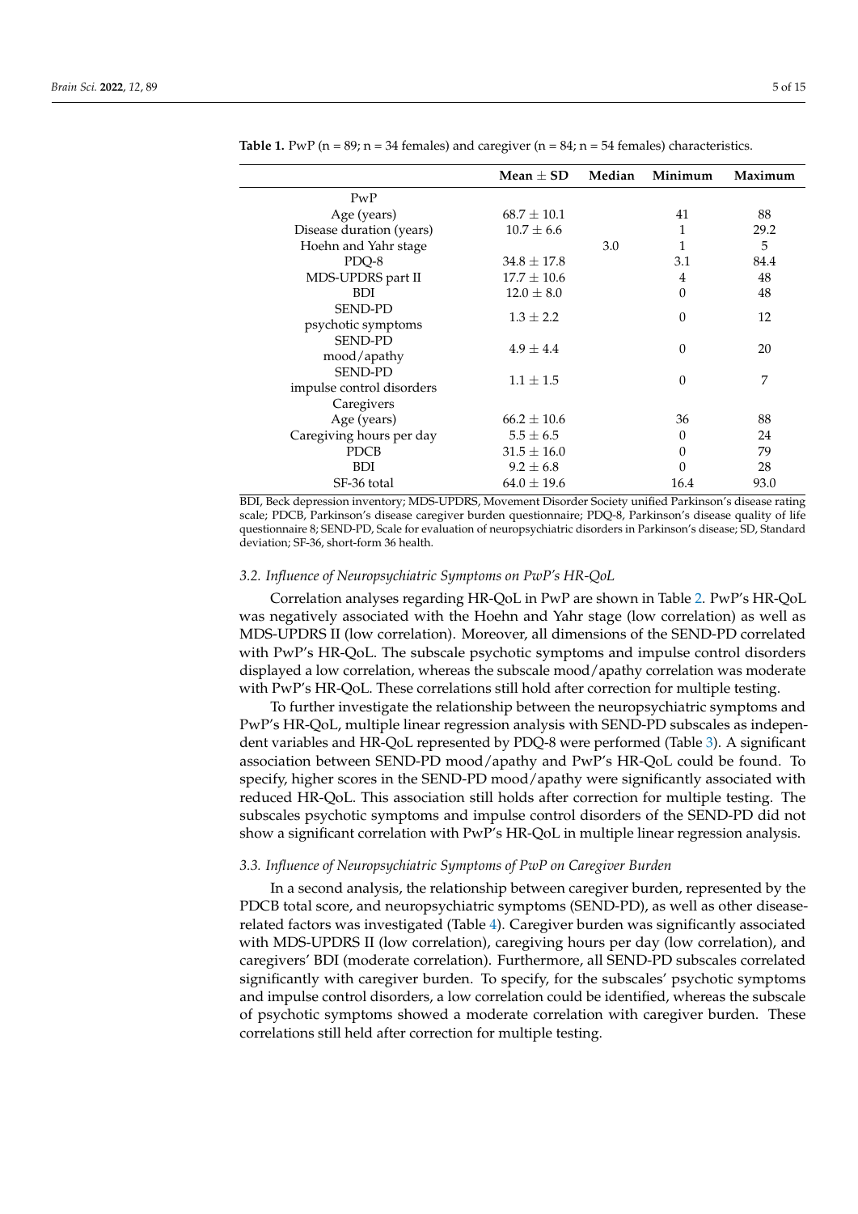**Table 1.** PwP (n = 89; n = 34 females) and caregiver (n = 84; n = 54 females) characteristics.

| | Mean ± SD | Median | Minimum | Maximum |
|---|---|---|---|---|
| PwP | | | | |
| Age (years) | 68.7 ± 10.1 | | 41 | 88 |
| Disease duration (years) | 10.7 ± 6.6 | | 1 | 29.2 |
| Hoehn and Yahr stage | | 3.0 | 1 | 5 |
| PDQ-8 | 34.8 ± 17.8 | | 3.1 | 84.4 |
| MDS-UPDRS part II | 17.7 ± 10.6 | | 4 | 48 |
| BDI | 12.0 ± 8.0 | | 0 | 48 |
| SEND-PD psychotic symptoms | 1.3 ± 2.2 | | 0 | 12 |
| SEND-PD mood/apathy | 4.9 ± 4.4 | | 0 | 20 |
| SEND-PD impulse control disorders | 1.1 ± 1.5 | | 0 | 7 |
| Caregivers | | | | |
| Age (years) | 66.2 ± 10.6 | | 36 | 88 |
| Caregiving hours per day | 5.5 ± 6.5 | | 0 | 24 |
| PDCB | 31.5 ± 16.0 | | 0 | 79 |
| BDI | 9.2 ± 6.8 | | 0 | 28 |
| SF-36 total | 64.0 ± 19.6 | | 16.4 | 93.0 |

BDI, Beck depression inventory; MDS-UPDRS, Movement Disorder Society unified Parkinson's disease rating scale; PDCB, Parkinson's disease caregiver burden questionnaire; PDQ-8, Parkinson's disease quality of life questionnaire 8; SEND-PD, Scale for evaluation of neuropsychiatric disorders in Parkinson's disease; SD, Standard deviation; SF-36, short-form 36 health.

### *3.2. Influence of Neuropsychiatric Symptoms on PwP's HR-QoL*

Correlation analyses regarding HR-QoL in PwP are shown in Table 2. PwP's HR-QoL was negatively associated with the Hoehn and Yahr stage (low correlation) as well as MDS-UPDRS II (low correlation). Moreover, all dimensions of the SEND-PD correlated with PwP's HR-QoL. The subscale psychotic symptoms and impulse control disorders displayed a low correlation, whereas the subscale mood/apathy correlation was moderate with PwP's HR-QoL. These correlations still hold after correction for multiple testing.

To further investigate the relationship between the neuropsychiatric symptoms and PwP's HR-QoL, multiple linear regression analysis with SEND-PD subscales as independent variables and HR-QoL represented by PDQ-8 were performed (Table 3). A significant association between SEND-PD mood/apathy and PwP's HR-QoL could be found. To specify, higher scores in the SEND-PD mood/apathy were significantly associated with reduced HR-QoL. This association still holds after correction for multiple testing. The subscales psychotic symptoms and impulse control disorders of the SEND-PD did not show a significant correlation with PwP's HR-QoL in multiple linear regression analysis.

### *3.3. Influence of Neuropsychiatric Symptoms of PwP on Caregiver Burden*

In a second analysis, the relationship between caregiver burden, represented by the PDCB total score, and neuropsychiatric symptoms (SEND-PD), as well as other disease-related factors was investigated (Table 4). Caregiver burden was significantly associated with MDS-UPDRS II (low correlation), caregiving hours per day (low correlation), and caregivers' BDI (moderate correlation). Furthermore, all SEND-PD subscales correlated significantly with caregiver burden. To specify, for the subscales' psychotic symptoms and impulse control disorders, a low correlation could be identified, whereas the subscale of psychotic symptoms showed a moderate correlation with caregiver burden. These correlations still held after correction for multiple testing.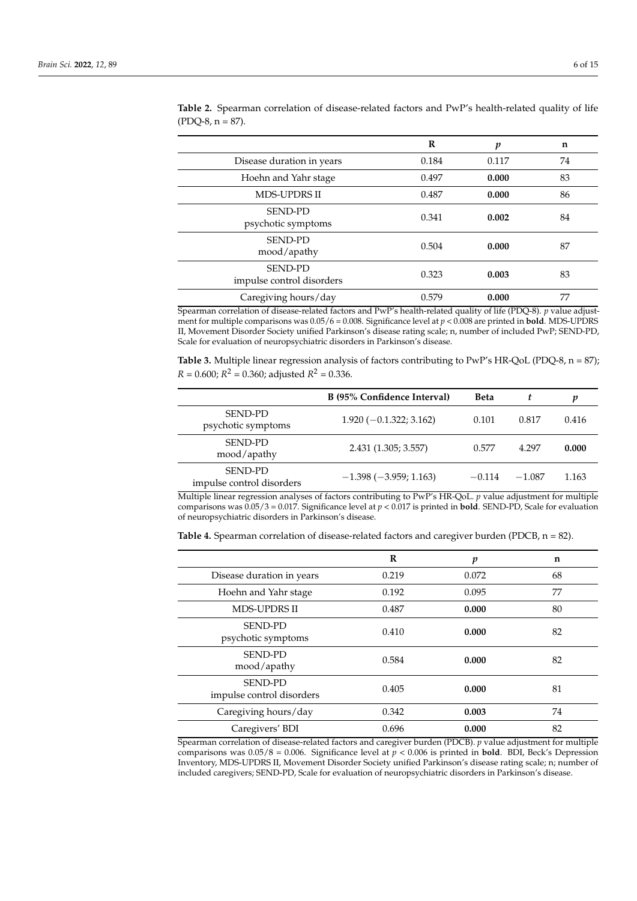**Table 2.** Spearman correlation of disease-related factors and PwP's health-related quality of life (PDQ-8, n = 87).

| | R | *p* | n |
|---|---|---|---|
| Disease duration in years | 0.184 | 0.117 | 74 |
| Hoehn and Yahr stage | 0.497 | **0.000** | 83 |
| MDS-UPDRS II | 0.487 | **0.000** | 86 |
| SEND-PD psychotic symptoms | 0.341 | **0.002** | 84 |
| SEND-PD mood/apathy | 0.504 | **0.000** | 87 |
| SEND-PD impulse control disorders | 0.323 | **0.003** | 83 |
| Caregiving hours/day | 0.579 | **0.000** | 77 |

Spearman correlation of disease-related factors and PwP's health-related quality of life (PDQ-8). *p* value adjustment for multiple comparisons was 0.05/6 = 0.008. Significance level at $p < 0.008$ are printed in **bold**. MDS-UPDRS II, Movement Disorder Society unified Parkinson's disease rating scale; n, number of included PwP; SEND-PD, Scale for evaluation of neuropsychiatric disorders in Parkinson's disease.

**Table 3.** Multiple linear regression analysis of factors contributing to PwP's HR-QoL (PDQ-8, n = 87); $R = 0.600$; $R^2 = 0.360$; adjusted $R^2 = 0.336$.

| | B (95% Confidence Interval) | Beta | *t* | *p* |
|---|---|---|---|---|
| SEND-PD psychotic symptoms | 1.920 (−0.1.322; 3.162) | 0.101 | 0.817 | 0.416 |
| SEND-PD mood/apathy | 2.431 (1.305; 3.557) | 0.577 | 4.297 | **0.000** |
| SEND-PD impulse control disorders | −1.398 (−3.959; 1.163) | −0.114 | −1.087 | 1.163 |

Multiple linear regression analyses of factors contributing to PwP's HR-QoL. *p* value adjustment for multiple comparisons was 0.05/3 = 0.017. Significance level at $p < 0.017$ is printed in **bold**. SEND-PD, Scale for evaluation of neuropsychiatric disorders in Parkinson's disease.

**Table 4.** Spearman correlation of disease-related factors and caregiver burden (PDCB, n = 82).

| | R | *p* | n |
|---|---|---|---|
| Disease duration in years | 0.219 | 0.072 | 68 |
| Hoehn and Yahr stage | 0.192 | 0.095 | 77 |
| MDS-UPDRS II | 0.487 | **0.000** | 80 |
| SEND-PD psychotic symptoms | 0.410 | **0.000** | 82 |
| SEND-PD mood/apathy | 0.584 | **0.000** | 82 |
| SEND-PD impulse control disorders | 0.405 | **0.000** | 81 |
| Caregiving hours/day | 0.342 | **0.003** | 74 |
| Caregivers' BDI | 0.696 | **0.000** | 82 |

Spearman correlation of disease-related factors and caregiver burden (PDCB). *p* value adjustment for multiple comparisons was 0.05/8 = 0.006. Significance level at $p < 0.006$ is printed in **bold**. BDI, Beck's Depression Inventory, MDS-UPDRS II, Movement Disorder Society unified Parkinson's disease rating scale; n; number of included caregivers; SEND-PD, Scale for evaluation of neuropsychiatric disorders in Parkinson's disease.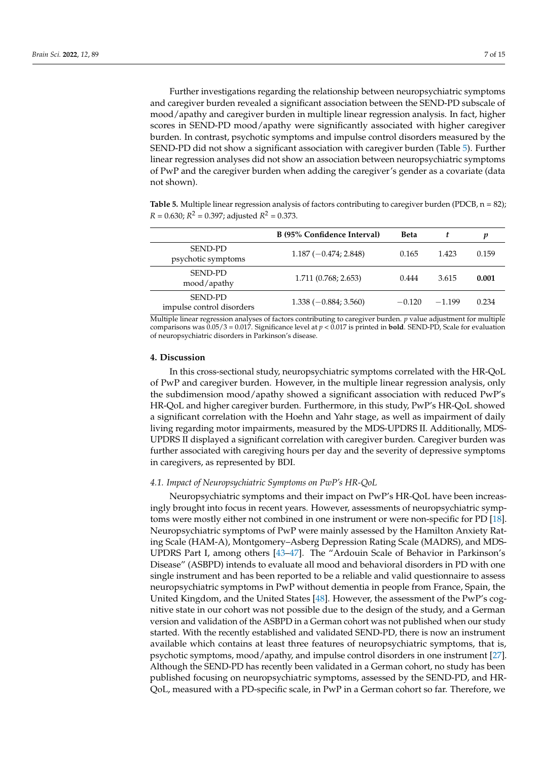Further investigations regarding the relationship between neuropsychiatric symptoms and caregiver burden revealed a significant association between the SEND-PD subscale of mood/apathy and caregiver burden in multiple linear regression analysis. In fact, higher scores in SEND-PD mood/apathy were significantly associated with higher caregiver burden. In contrast, psychotic symptoms and impulse control disorders measured by the SEND-PD did not show a significant association with caregiver burden (Table 5). Further linear regression analyses did not show an association between neuropsychiatric symptoms of PwP and the caregiver burden when adding the caregiver's gender as a covariate (data not shown).

**Table 5.** Multiple linear regression analysis of factors contributing to caregiver burden (PDCB, n = 82); $R = 0.630$; $R^2 = 0.397$; adjusted $R^2 = 0.373$.

| | B (95% Confidence Interval) | Beta | $t$ | $p$ |
|---|---|---|---|---|
| SEND-PD psychotic symptoms | 1.187 (−0.474; 2.848) | 0.165 | 1.423 | 0.159 |
| SEND-PD mood/apathy | 1.711 (0.768; 2.653) | 0.444 | 3.615 | **0.001** |
| SEND-PD impulse control disorders | 1.338 (−0.884; 3.560) | −0.120 | −1.199 | 0.234 |

Multiple linear regression analyses of factors contributing to caregiver burden. $p$ value adjustment for multiple comparisons was $0.05/3 = 0.017$. Significance level at $p < 0.017$ is printed in **bold**. SEND-PD, Scale for evaluation of neuropsychiatric disorders in Parkinson's disease.

## 4. Discussion

In this cross-sectional study, neuropsychiatric symptoms correlated with the HR-QoL of PwP and caregiver burden. However, in the multiple linear regression analysis, only the subdimension mood/apathy showed a significant association with reduced PwP's HR-QoL and higher caregiver burden. Furthermore, in this study, PwP's HR-QoL showed a significant correlation with the Hoehn and Yahr stage, as well as impairment of daily living regarding motor impairments, measured by the MDS-UPDRS II. Additionally, MDS-UPDRS II displayed a significant correlation with caregiver burden. Caregiver burden was further associated with caregiving hours per day and the severity of depressive symptoms in caregivers, as represented by BDI.

### *4.1. Impact of Neuropsychiatric Symptoms on PwP's HR-QoL*

Neuropsychiatric symptoms and their impact on PwP's HR-QoL have been increasingly brought into focus in recent years. However, assessments of neuropsychiatric symptoms were mostly either not combined in one instrument or were non-specific for PD [18]. Neuropsychiatric symptoms of PwP were mainly assessed by the Hamilton Anxiety Rating Scale (HAM-A), Montgomery–Asberg Depression Rating Scale (MADRS), and MDS-UPDRS Part I, among others [43–47]. The "Ardouin Scale of Behavior in Parkinson's Disease" (ASBPD) intends to evaluate all mood and behavioral disorders in PD with one single instrument and has been reported to be a reliable and valid questionnaire to assess neuropsychiatric symptoms in PwP without dementia in people from France, Spain, the United Kingdom, and the United States [48]. However, the assessment of the PwP's cognitive state in our cohort was not possible due to the design of the study, and a German version and validation of the ASBPD in a German cohort was not published when our study started. With the recently established and validated SEND-PD, there is now an instrument available which contains at least three features of neuropsychiatric symptoms, that is, psychotic symptoms, mood/apathy, and impulse control disorders in one instrument [27]. Although the SEND-PD has recently been validated in a German cohort, no study has been published focusing on neuropsychiatric symptoms, assessed by the SEND-PD, and HR-QoL, measured with a PD-specific scale, in PwP in a German cohort so far. Therefore, we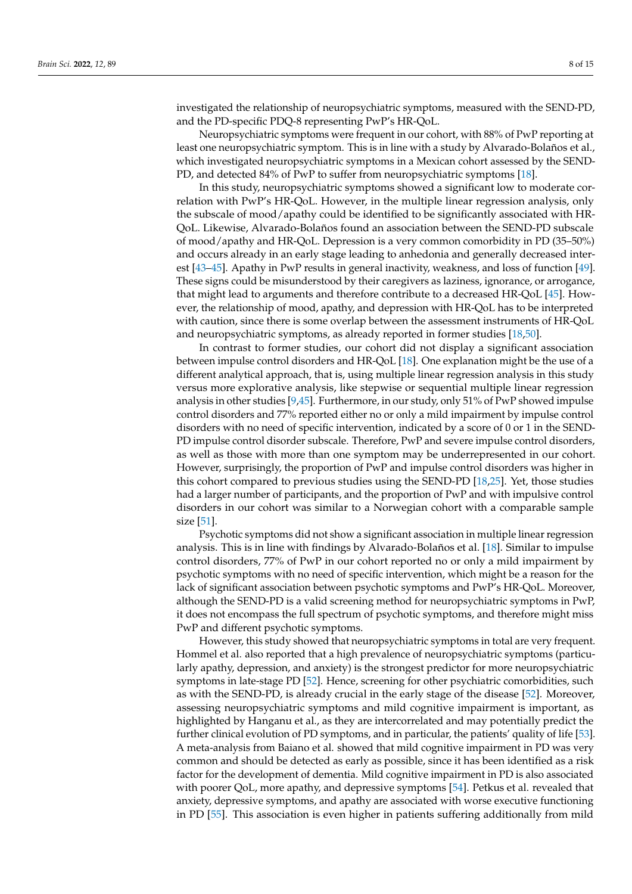investigated the relationship of neuropsychiatric symptoms, measured with the SEND-PD, and the PD-specific PDQ-8 representing PwP's HR-QoL.

Neuropsychiatric symptoms were frequent in our cohort, with 88% of PwP reporting at least one neuropsychiatric symptom. This is in line with a study by Alvarado-Bolaños et al., which investigated neuropsychiatric symptoms in a Mexican cohort assessed by the SEND-PD, and detected 84% of PwP to suffer from neuropsychiatric symptoms [18].

In this study, neuropsychiatric symptoms showed a significant low to moderate correlation with PwP's HR-QoL. However, in the multiple linear regression analysis, only the subscale of mood/apathy could be identified to be significantly associated with HR-QoL. Likewise, Alvarado-Bolaños found an association between the SEND-PD subscale of mood/apathy and HR-QoL. Depression is a very common comorbidity in PD (35–50%) and occurs already in an early stage leading to anhedonia and generally decreased interest [43–45]. Apathy in PwP results in general inactivity, weakness, and loss of function [49]. These signs could be misunderstood by their caregivers as laziness, ignorance, or arrogance, that might lead to arguments and therefore contribute to a decreased HR-QoL [45]. However, the relationship of mood, apathy, and depression with HR-QoL has to be interpreted with caution, since there is some overlap between the assessment instruments of HR-QoL and neuropsychiatric symptoms, as already reported in former studies [18,50].

In contrast to former studies, our cohort did not display a significant association between impulse control disorders and HR-QoL [18]. One explanation might be the use of a different analytical approach, that is, using multiple linear regression analysis in this study versus more explorative analysis, like stepwise or sequential multiple linear regression analysis in other studies [9,45]. Furthermore, in our study, only 51% of PwP showed impulse control disorders and 77% reported either no or only a mild impairment by impulse control disorders with no need of specific intervention, indicated by a score of 0 or 1 in the SEND-PD impulse control disorder subscale. Therefore, PwP and severe impulse control disorders, as well as those with more than one symptom may be underrepresented in our cohort. However, surprisingly, the proportion of PwP and impulse control disorders was higher in this cohort compared to previous studies using the SEND-PD [18,25]. Yet, those studies had a larger number of participants, and the proportion of PwP and with impulsive control disorders in our cohort was similar to a Norwegian cohort with a comparable sample size [51].

Psychotic symptoms did not show a significant association in multiple linear regression analysis. This is in line with findings by Alvarado-Bolaños et al. [18]. Similar to impulse control disorders, 77% of PwP in our cohort reported no or only a mild impairment by psychotic symptoms with no need of specific intervention, which might be a reason for the lack of significant association between psychotic symptoms and PwP's HR-QoL. Moreover, although the SEND-PD is a valid screening method for neuropsychiatric symptoms in PwP, it does not encompass the full spectrum of psychotic symptoms, and therefore might miss PwP and different psychotic symptoms.

However, this study showed that neuropsychiatric symptoms in total are very frequent. Hommel et al. also reported that a high prevalence of neuropsychiatric symptoms (particularly apathy, depression, and anxiety) is the strongest predictor for more neuropsychiatric symptoms in late-stage PD [52]. Hence, screening for other psychiatric comorbidities, such as with the SEND-PD, is already crucial in the early stage of the disease [52]. Moreover, assessing neuropsychiatric symptoms and mild cognitive impairment is important, as highlighted by Hanganu et al., as they are intercorrelated and may potentially predict the further clinical evolution of PD symptoms, and in particular, the patients' quality of life [53]. A meta-analysis from Baiano et al. showed that mild cognitive impairment in PD was very common and should be detected as early as possible, since it has been identified as a risk factor for the development of dementia. Mild cognitive impairment in PD is also associated with poorer QoL, more apathy, and depressive symptoms [54]. Petkus et al. revealed that anxiety, depressive symptoms, and apathy are associated with worse executive functioning in PD [55]. This association is even higher in patients suffering additionally from mild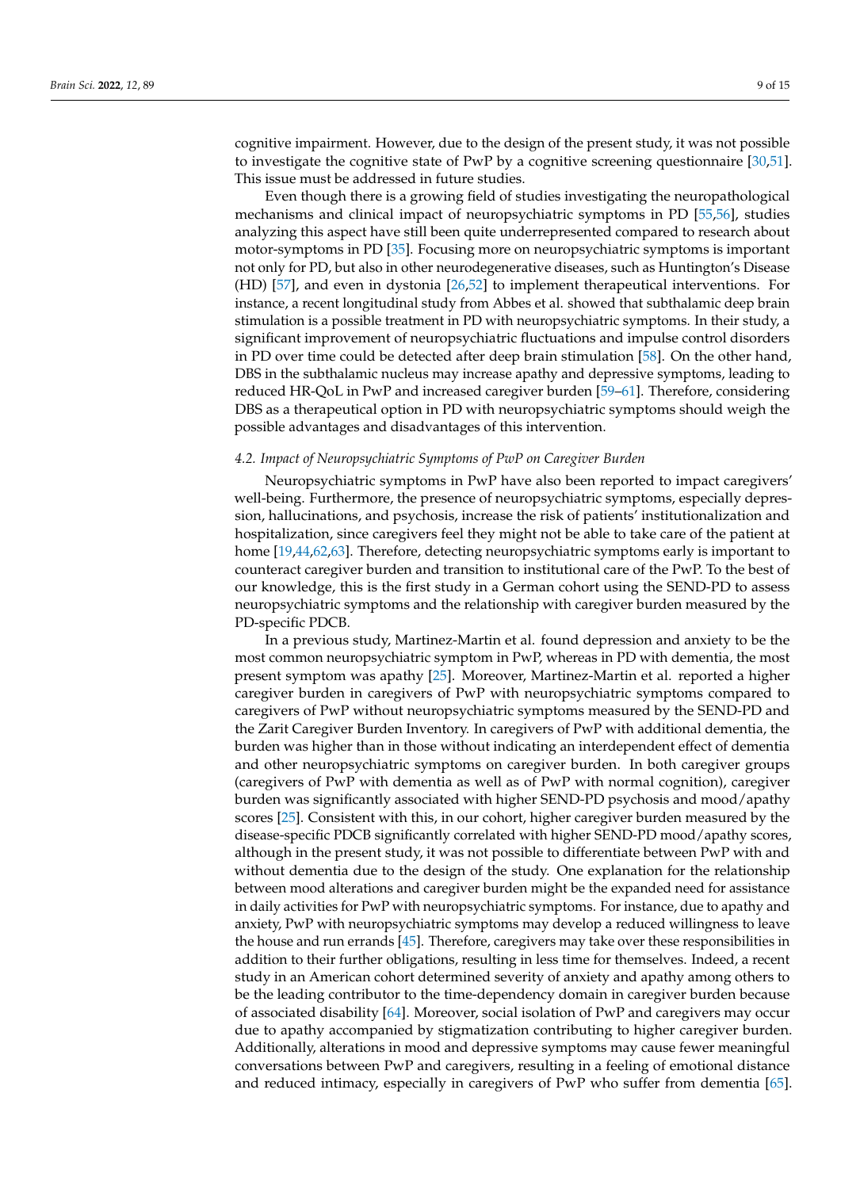cognitive impairment. However, due to the design of the present study, it was not possible to investigate the cognitive state of PwP by a cognitive screening questionnaire [30,51]. This issue must be addressed in future studies.

Even though there is a growing field of studies investigating the neuropathological mechanisms and clinical impact of neuropsychiatric symptoms in PD [55,56], studies analyzing this aspect have still been quite underrepresented compared to research about motor-symptoms in PD [35]. Focusing more on neuropsychiatric symptoms is important not only for PD, but also in other neurodegenerative diseases, such as Huntington's Disease (HD) [57], and even in dystonia [26,52] to implement therapeutical interventions. For instance, a recent longitudinal study from Abbes et al. showed that subthalamic deep brain stimulation is a possible treatment in PD with neuropsychiatric symptoms. In their study, a significant improvement of neuropsychiatric fluctuations and impulse control disorders in PD over time could be detected after deep brain stimulation [58]. On the other hand, DBS in the subthalamic nucleus may increase apathy and depressive symptoms, leading to reduced HR-QoL in PwP and increased caregiver burden [59–61]. Therefore, considering DBS as a therapeutical option in PD with neuropsychiatric symptoms should weigh the possible advantages and disadvantages of this intervention.

### *4.2. Impact of Neuropsychiatric Symptoms of PwP on Caregiver Burden*

Neuropsychiatric symptoms in PwP have also been reported to impact caregivers' well-being. Furthermore, the presence of neuropsychiatric symptoms, especially depression, hallucinations, and psychosis, increase the risk of patients' institutionalization and hospitalization, since caregivers feel they might not be able to take care of the patient at home [19,44,62,63]. Therefore, detecting neuropsychiatric symptoms early is important to counteract caregiver burden and transition to institutional care of the PwP. To the best of our knowledge, this is the first study in a German cohort using the SEND-PD to assess neuropsychiatric symptoms and the relationship with caregiver burden measured by the PD-specific PDCB.

In a previous study, Martinez-Martin et al. found depression and anxiety to be the most common neuropsychiatric symptom in PwP, whereas in PD with dementia, the most present symptom was apathy [25]. Moreover, Martinez-Martin et al. reported a higher caregiver burden in caregivers of PwP with neuropsychiatric symptoms compared to caregivers of PwP without neuropsychiatric symptoms measured by the SEND-PD and the Zarit Caregiver Burden Inventory. In caregivers of PwP with additional dementia, the burden was higher than in those without indicating an interdependent effect of dementia and other neuropsychiatric symptoms on caregiver burden. In both caregiver groups (caregivers of PwP with dementia as well as of PwP with normal cognition), caregiver burden was significantly associated with higher SEND-PD psychosis and mood/apathy scores [25]. Consistent with this, in our cohort, higher caregiver burden measured by the disease-specific PDCB significantly correlated with higher SEND-PD mood/apathy scores, although in the present study, it was not possible to differentiate between PwP with and without dementia due to the design of the study. One explanation for the relationship between mood alterations and caregiver burden might be the expanded need for assistance in daily activities for PwP with neuropsychiatric symptoms. For instance, due to apathy and anxiety, PwP with neuropsychiatric symptoms may develop a reduced willingness to leave the house and run errands [45]. Therefore, caregivers may take over these responsibilities in addition to their further obligations, resulting in less time for themselves. Indeed, a recent study in an American cohort determined severity of anxiety and apathy among others to be the leading contributor to the time-dependency domain in caregiver burden because of associated disability [64]. Moreover, social isolation of PwP and caregivers may occur due to apathy accompanied by stigmatization contributing to higher caregiver burden. Additionally, alterations in mood and depressive symptoms may cause fewer meaningful conversations between PwP and caregivers, resulting in a feeling of emotional distance and reduced intimacy, especially in caregivers of PwP who suffer from dementia [65].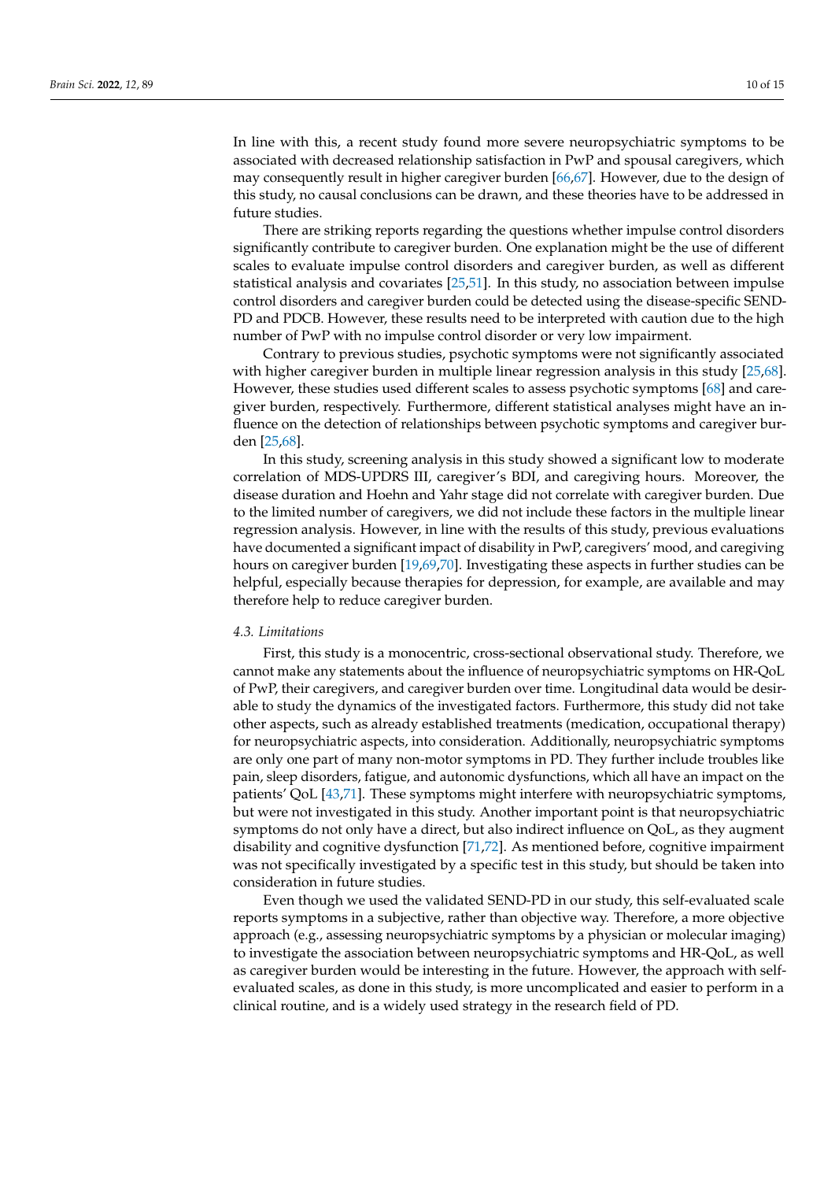In line with this, a recent study found more severe neuropsychiatric symptoms to be associated with decreased relationship satisfaction in PwP and spousal caregivers, which may consequently result in higher caregiver burden [66,67]. However, due to the design of this study, no causal conclusions can be drawn, and these theories have to be addressed in future studies.

There are striking reports regarding the questions whether impulse control disorders significantly contribute to caregiver burden. One explanation might be the use of different scales to evaluate impulse control disorders and caregiver burden, as well as different statistical analysis and covariates [25,51]. In this study, no association between impulse control disorders and caregiver burden could be detected using the disease-specific SEND-PD and PDCB. However, these results need to be interpreted with caution due to the high number of PwP with no impulse control disorder or very low impairment.

Contrary to previous studies, psychotic symptoms were not significantly associated with higher caregiver burden in multiple linear regression analysis in this study [25,68]. However, these studies used different scales to assess psychotic symptoms [68] and caregiver burden, respectively. Furthermore, different statistical analyses might have an influence on the detection of relationships between psychotic symptoms and caregiver burden [25,68].

In this study, screening analysis in this study showed a significant low to moderate correlation of MDS-UPDRS III, caregiver's BDI, and caregiving hours. Moreover, the disease duration and Hoehn and Yahr stage did not correlate with caregiver burden. Due to the limited number of caregivers, we did not include these factors in the multiple linear regression analysis. However, in line with the results of this study, previous evaluations have documented a significant impact of disability in PwP, caregivers' mood, and caregiving hours on caregiver burden [19,69,70]. Investigating these aspects in further studies can be helpful, especially because therapies for depression, for example, are available and may therefore help to reduce caregiver burden.

### 4.3. Limitations

First, this study is a monocentric, cross-sectional observational study. Therefore, we cannot make any statements about the influence of neuropsychiatric symptoms on HR-QoL of PwP, their caregivers, and caregiver burden over time. Longitudinal data would be desirable to study the dynamics of the investigated factors. Furthermore, this study did not take other aspects, such as already established treatments (medication, occupational therapy) for neuropsychiatric aspects, into consideration. Additionally, neuropsychiatric symptoms are only one part of many non-motor symptoms in PD. They further include troubles like pain, sleep disorders, fatigue, and autonomic dysfunctions, which all have an impact on the patients' QoL [43,71]. These symptoms might interfere with neuropsychiatric symptoms, but were not investigated in this study. Another important point is that neuropsychiatric symptoms do not only have a direct, but also indirect influence on QoL, as they augment disability and cognitive dysfunction [71,72]. As mentioned before, cognitive impairment was not specifically investigated by a specific test in this study, but should be taken into consideration in future studies.

Even though we used the validated SEND-PD in our study, this self-evaluated scale reports symptoms in a subjective, rather than objective way. Therefore, a more objective approach (e.g., assessing neuropsychiatric symptoms by a physician or molecular imaging) to investigate the association between neuropsychiatric symptoms and HR-QoL, as well as caregiver burden would be interesting in the future. However, the approach with self-evaluated scales, as done in this study, is more uncomplicated and easier to perform in a clinical routine, and is a widely used strategy in the research field of PD.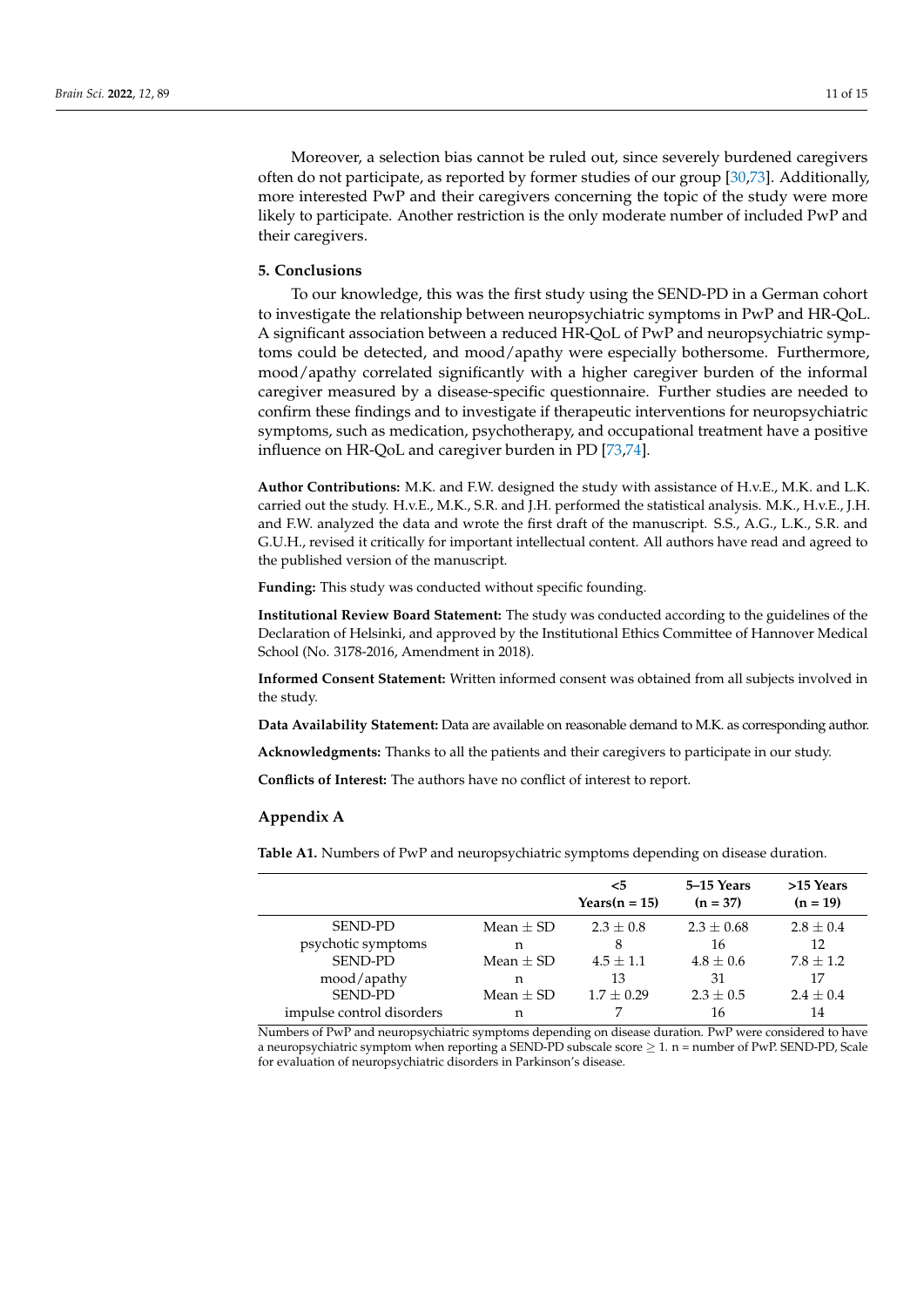Moreover, a selection bias cannot be ruled out, since severely burdened caregivers often do not participate, as reported by former studies of our group [30,73]. Additionally, more interested PwP and their caregivers concerning the topic of the study were more likely to participate. Another restriction is the only moderate number of included PwP and their caregivers.

## 5. Conclusions

To our knowledge, this was the first study using the SEND-PD in a German cohort to investigate the relationship between neuropsychiatric symptoms in PwP and HR-QoL. A significant association between a reduced HR-QoL of PwP and neuropsychiatric symptoms could be detected, and mood/apathy were especially bothersome. Furthermore, mood/apathy correlated significantly with a higher caregiver burden of the informal caregiver measured by a disease-specific questionnaire. Further studies are needed to confirm these findings and to investigate if therapeutic interventions for neuropsychiatric symptoms, such as medication, psychotherapy, and occupational treatment have a positive influence on HR-QoL and caregiver burden in PD [73,74].

**Author Contributions:** M.K. and F.W. designed the study with assistance of H.v.E., M.K. and L.K. carried out the study. H.v.E., M.K., S.R. and J.H. performed the statistical analysis. M.K., H.v.E., J.H. and F.W. analyzed the data and wrote the first draft of the manuscript. S.S., A.G., L.K., S.R. and G.U.H., revised it critically for important intellectual content. All authors have read and agreed to the published version of the manuscript.

**Funding:** This study was conducted without specific founding.

**Institutional Review Board Statement:** The study was conducted according to the guidelines of the Declaration of Helsinki, and approved by the Institutional Ethics Committee of Hannover Medical School (No. 3178-2016, Amendment in 2018).

**Informed Consent Statement:** Written informed consent was obtained from all subjects involved in the study.

**Data Availability Statement:** Data are available on reasonable demand to M.K. as corresponding author.

**Acknowledgments:** Thanks to all the patients and their caregivers to participate in our study.

**Conflicts of Interest:** The authors have no conflict of interest to report.

## Appendix A

**Table A1.** Numbers of PwP and neuropsychiatric symptoms depending on disease duration.

| | | <5 Years(n = 15) | 5–15 Years (n = 37) | >15 Years (n = 19) |
|---|---|---|---|---|
| SEND-PD | Mean ± SD | 2.3 ± 0.8 | 2.3 ± 0.68 | 2.8 ± 0.4 |
| psychotic symptoms | n | 8 | 16 | 12 |
| SEND-PD | Mean ± SD | 4.5 ± 1.1 | 4.8 ± 0.6 | 7.8 ± 1.2 |
| mood/apathy | n | 13 | 31 | 17 |
| SEND-PD | Mean ± SD | 1.7 ± 0.29 | 2.3 ± 0.5 | 2.4 ± 0.4 |
| impulse control disorders | n | 7 | 16 | 14 |

Numbers of PwP and neuropsychiatric symptoms depending on disease duration. PwP were considered to have a neuropsychiatric symptom when reporting a SEND-PD subscale score ≥ 1. n = number of PwP. SEND-PD, Scale for evaluation of neuropsychiatric disorders in Parkinson's disease.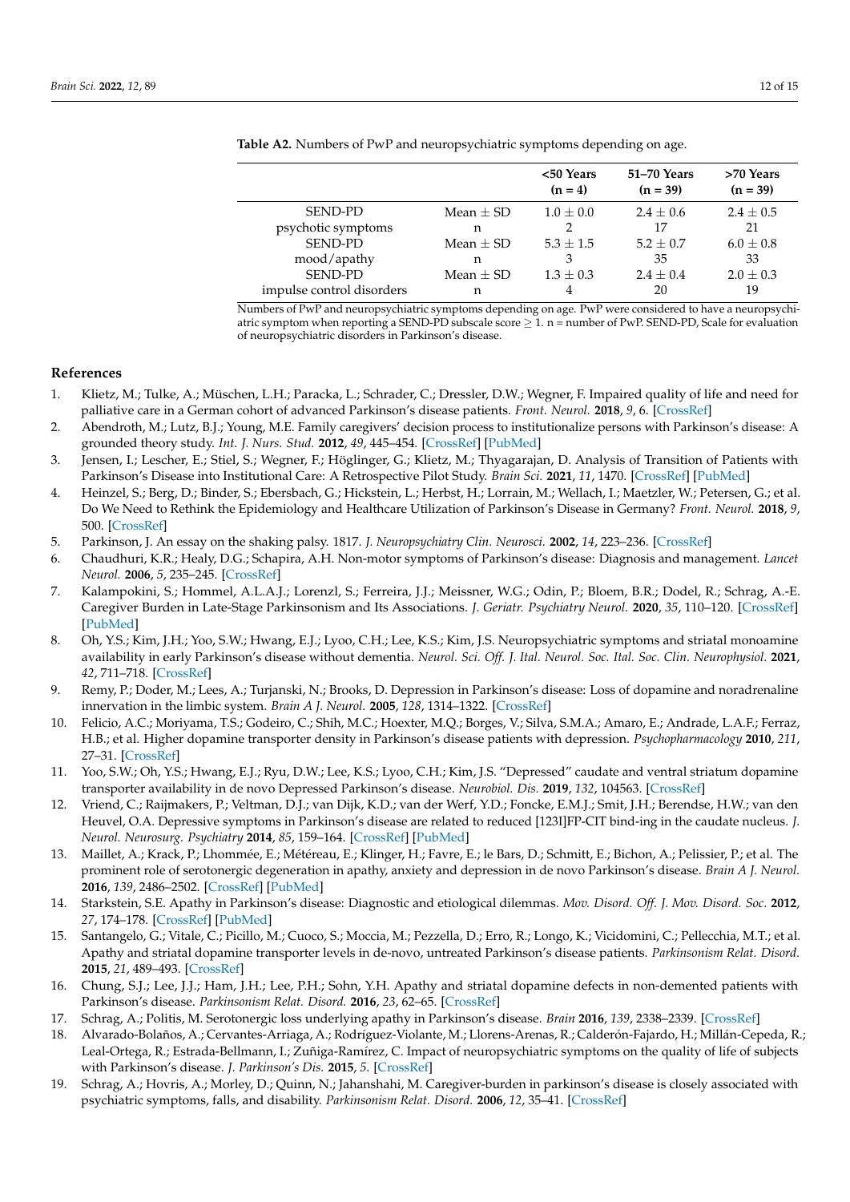**Table A2.** Numbers of PwP and neuropsychiatric symptoms depending on age.

| | | <50 Years (n = 4) | 51–70 Years (n = 39) | >70 Years (n = 39) |
|---|---|---|---|---|
| SEND-PD psychotic symptoms | Mean ± SD | 1.0 ± 0.0 | 2.4 ± 0.6 | 2.4 ± 0.5 |
| | n | 2 | 17 | 21 |
| SEND-PD mood/apathy | Mean ± SD | 5.3 ± 1.5 | 5.2 ± 0.7 | 6.0 ± 0.8 |
| | n | 3 | 35 | 33 |
| SEND-PD impulse control disorders | Mean ± SD | 1.3 ± 0.3 | 2.4 ± 0.4 | 2.0 ± 0.3 |
| | n | 4 | 20 | 19 |

Numbers of PwP and neuropsychiatric symptoms depending on age. PwP were considered to have a neuropsychiatric symptom when reporting a SEND-PD subscale score ≥ 1. n = number of PwP. SEND-PD, Scale for evaluation of neuropsychiatric disorders in Parkinson's disease.

## References

1. Klietz, M.; Tulke, A.; Müschen, L.H.; Paracka, L.; Schrader, C.; Dressler, D.W.; Wegner, F. Impaired quality of life and need for palliative care in a German cohort of advanced Parkinson's disease patients. *Front. Neurol.* **2018**, *9*, 6. [CrossRef]
2. Abendroth, M.; Lutz, B.J.; Young, M.E. Family caregivers' decision process to institutionalize persons with Parkinson's disease: A grounded theory study. *Int. J. Nurs. Stud.* **2012**, *49*, 445–454. [CrossRef] [PubMed]
3. Jensen, I.; Lescher, E.; Stiel, S.; Wegner, F.; Höglinger, G.; Klietz, M.; Thyagarajan, D. Analysis of Transition of Patients with Parkinson's Disease into Institutional Care: A Retrospective Pilot Study. *Brain Sci.* **2021**, *11*, 1470. [CrossRef] [PubMed]
4. Heinzel, S.; Berg, D.; Binder, S.; Ebersbach, G.; Hickstein, L.; Herbst, H.; Lorrain, M.; Wellach, I.; Maetzler, W.; Petersen, G.; et al. Do We Need to Rethink the Epidemiology and Healthcare Utilization of Parkinson's Disease in Germany? *Front. Neurol.* **2018**, *9*, 500. [CrossRef]
5. Parkinson, J. An essay on the shaking palsy. 1817. *J. Neuropsychiatry Clin. Neurosci.* **2002**, *14*, 223–236. [CrossRef]
6. Chaudhuri, K.R.; Healy, D.G.; Schapira, A.H. Non-motor symptoms of Parkinson's disease: Diagnosis and management. *Lancet Neurol.* **2006**, *5*, 235–245. [CrossRef]
7. Kalampokini, S.; Hommel, A.L.A.J.; Lorenzl, S.; Ferreira, J.J.; Meissner, W.G.; Odin, P.; Bloem, B.R.; Dodel, R.; Schrag, A.-E. Caregiver Burden in Late-Stage Parkinsonism and Its Associations. *J. Geriatr. Psychiatry Neurol.* **2020**, *35*, 110–120. [CrossRef] [PubMed]
8. Oh, Y.S.; Kim, J.H.; Yoo, S.W.; Hwang, E.J.; Lyoo, C.H.; Lee, K.S.; Kim, J.S. Neuropsychiatric symptoms and striatal monoamine availability in early Parkinson's disease without dementia. *Neurol. Sci. Off. J. Ital. Neurol. Soc. Ital. Soc. Clin. Neurophysiol.* **2021**, *42*, 711–718. [CrossRef]
9. Remy, P.; Doder, M.; Lees, A.; Turjanski, N.; Brooks, D. Depression in Parkinson's disease: Loss of dopamine and noradrenaline innervation in the limbic system. *Brain A J. Neurol.* **2005**, *128*, 1314–1322. [CrossRef]
10. Felicio, A.C.; Moriyama, T.S.; Godeiro, C.; Shih, M.C.; Hoexter, M.Q.; Borges, V.; Silva, S.M.A.; Amaro, E.; Andrade, L.A.F.; Ferraz, H.B.; et al. Higher dopamine transporter density in Parkinson's disease patients with depression. *Psychopharmacology* **2010**, *211*, 27–31. [CrossRef]
11. Yoo, S.W.; Oh, Y.S.; Hwang, E.J.; Ryu, D.W.; Lee, K.S.; Lyoo, C.H.; Kim, J.S. "Depressed" caudate and ventral striatum dopamine transporter availability in de novo Depressed Parkinson's disease. *Neurobiol. Dis.* **2019**, *132*, 104563. [CrossRef]
12. Vriend, C.; Raijmakers, P.; Veltman, D.J.; van Dijk, K.D.; van der Werf, Y.D.; Foncke, E.M.J.; Smit, J.H.; Berendse, H.W.; van den Heuvel, O.A. Depressive symptoms in Parkinson's disease are related to reduced [123I]FP-CIT bind-ing in the caudate nucleus. *J. Neurol. Neurosurg. Psychiatry* **2014**, *85*, 159–164. [CrossRef] [PubMed]
13. Maillet, A.; Krack, P.; Lhommée, E.; Météreau, E.; Klinger, H.; Favre, E.; le Bars, D.; Schmitt, E.; Bichon, A.; Pelissier, P.; et al. The prominent role of serotonergic degeneration in apathy, anxiety and depression in de novo Parkinson's disease. *Brain A J. Neurol.* **2016**, *139*, 2486–2502. [CrossRef] [PubMed]
14. Starkstein, S.E. Apathy in Parkinson's disease: Diagnostic and etiological dilemmas. *Mov. Disord. Off. J. Mov. Disord. Soc.* **2012**, *27*, 174–178. [CrossRef] [PubMed]
15. Santangelo, G.; Vitale, C.; Picillo, M.; Cuoco, S.; Moccia, M.; Pezzella, D.; Erro, R.; Longo, K.; Vicidomini, C.; Pellecchia, M.T.; et al. Apathy and striatal dopamine transporter levels in de-novo, untreated Parkinson's disease patients. *Parkinsonism Relat. Disord.* **2015**, *21*, 489–493. [CrossRef]
16. Chung, S.J.; Lee, J.J.; Ham, J.H.; Lee, P.H.; Sohn, Y.H. Apathy and striatal dopamine defects in non-demented patients with Parkinson's disease. *Parkinsonism Relat. Disord.* **2016**, *23*, 62–65. [CrossRef]
17. Schrag, A.; Politis, M. Serotonergic loss underlying apathy in Parkinson's disease. *Brain* **2016**, *139*, 2338–2339. [CrossRef]
18. Alvarado-Bolaños, A.; Cervantes-Arriaga, A.; Rodríguez-Violante, M.; Llorens-Arenas, R.; Calderón-Fajardo, H.; Millán-Cepeda, R.; Leal-Ortega, R.; Estrada-Bellmann, I.; Zuñiga-Ramírez, C. Impact of neuropsychiatric symptoms on the quality of life of subjects with Parkinson's disease. *J. Parkinson's Dis.* **2015**, *5*. [CrossRef]
19. Schrag, A.; Hovris, A.; Morley, D.; Quinn, N.; Jahanshahi, M. Caregiver-burden in parkinson's disease is closely associated with psychiatric symptoms, falls, and disability. *Parkinsonism Relat. Disord.* **2006**, *12*, 35–41. [CrossRef]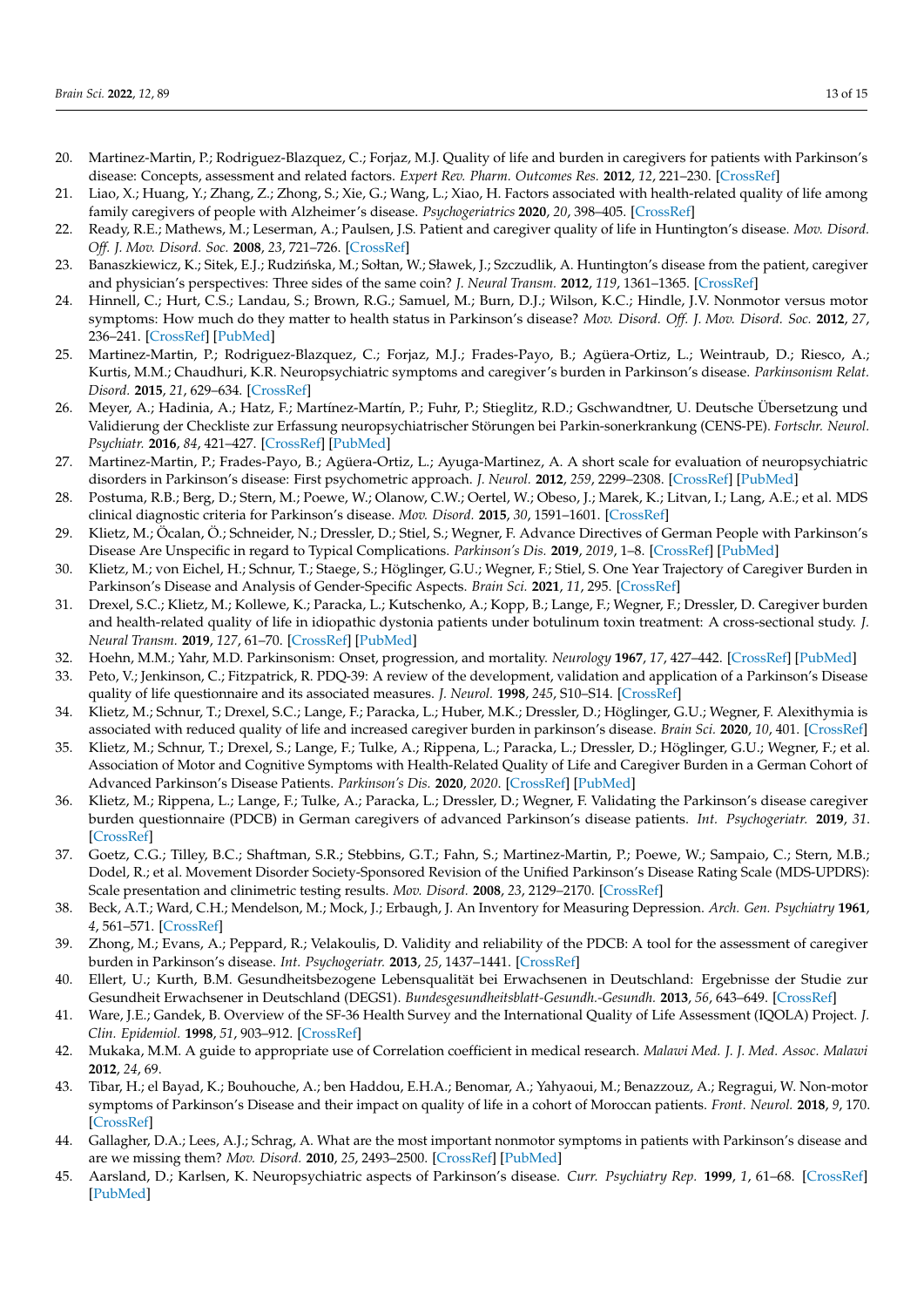20. Martinez-Martin, P.; Rodriguez-Blazquez, C.; Forjaz, M.J. Quality of life and burden in caregivers for patients with Parkinson's disease: Concepts, assessment and related factors. *Expert Rev. Pharm. Outcomes Res.* **2012**, *12*, 221–230. [CrossRef]
21. Liao, X.; Huang, Y.; Zhang, Z.; Zhong, S.; Xie, G.; Wang, L.; Xiao, H. Factors associated with health-related quality of life among family caregivers of people with Alzheimer's disease. *Psychogeriatrics* **2020**, *20*, 398–405. [CrossRef]
22. Ready, R.E.; Mathews, M.; Leserman, A.; Paulsen, J.S. Patient and caregiver quality of life in Huntington's disease. *Mov. Disord. Off. J. Mov. Disord. Soc.* **2008**, *23*, 721–726. [CrossRef]
23. Banaszkiewicz, K.; Sitek, E.J.; Rudzińska, M.; Sołtan, W.; Sławek, J.; Szczudlik, A. Huntington's disease from the patient, caregiver and physician's perspectives: Three sides of the same coin? *J. Neural Transm.* **2012**, *119*, 1361–1365. [CrossRef]
24. Hinnell, C.; Hurt, C.S.; Landau, S.; Brown, R.G.; Samuel, M.; Burn, D.J.; Wilson, K.C.; Hindle, J.V. Nonmotor versus motor symptoms: How much do they matter to health status in Parkinson's disease? *Mov. Disord. Off. J. Mov. Disord. Soc.* **2012**, *27*, 236–241. [CrossRef] [PubMed]
25. Martinez-Martin, P.; Rodriguez-Blazquez, C.; Forjaz, M.J.; Frades-Payo, B.; Agüera-Ortiz, L.; Weintraub, D.; Riesco, A.; Kurtis, M.M.; Chaudhuri, K.R. Neuropsychiatric symptoms and caregiver's burden in Parkinson's disease. *Parkinsonism Relat. Disord.* **2015**, *21*, 629–634. [CrossRef]
26. Meyer, A.; Hadinia, A.; Hatz, F.; Martínez-Martín, P.; Fuhr, P.; Stieglitz, R.D.; Gschwandtner, U. Deutsche Übersetzung und Validierung der Checkliste zur Erfassung neuropsychiatrischer Störungen bei Parkin-sonerkrankung (CENS-PE). *Fortschr. Neurol. Psychiatr.* **2016**, *84*, 421–427. [CrossRef] [PubMed]
27. Martinez-Martin, P.; Frades-Payo, B.; Agüera-Ortiz, L.; Ayuga-Martinez, A. A short scale for evaluation of neuropsychiatric disorders in Parkinson's disease: First psychometric approach. *J. Neurol.* **2012**, *259*, 2299–2308. [CrossRef] [PubMed]
28. Postuma, R.B.; Berg, D.; Stern, M.; Poewe, W.; Olanow, C.W.; Oertel, W.; Obeso, J.; Marek, K.; Litvan, I.; Lang, A.E.; et al. MDS clinical diagnostic criteria for Parkinson's disease. *Mov. Disord.* **2015**, *30*, 1591–1601. [CrossRef]
29. Klietz, M.; Öcalan, Ö.; Schneider, N.; Dressler, D.; Stiel, S.; Wegner, F. Advance Directives of German People with Parkinson's Disease Are Unspecific in regard to Typical Complications. *Parkinson's Dis.* **2019**, *2019*, 1–8. [CrossRef] [PubMed]
30. Klietz, M.; von Eichel, H.; Schnur, T.; Staege, S.; Höglinger, G.U.; Wegner, F.; Stiel, S. One Year Trajectory of Caregiver Burden in Parkinson's Disease and Analysis of Gender-Specific Aspects. *Brain Sci.* **2021**, *11*, 295. [CrossRef]
31. Drexel, S.C.; Klietz, M.; Kollewe, K.; Paracka, L.; Kutschenko, A.; Kopp, B.; Lange, F.; Wegner, F.; Dressler, D. Caregiver burden and health-related quality of life in idiopathic dystonia patients under botulinum toxin treatment: A cross-sectional study. *J. Neural Transm.* **2019**, *127*, 61–70. [CrossRef] [PubMed]
32. Hoehn, M.M.; Yahr, M.D. Parkinsonism: Onset, progression, and mortality. *Neurology* **1967**, *17*, 427–442. [CrossRef] [PubMed]
33. Peto, V.; Jenkinson, C.; Fitzpatrick, R. PDQ-39: A review of the development, validation and application of a Parkinson's Disease quality of life questionnaire and its associated measures. *J. Neurol.* **1998**, *245*, S10–S14. [CrossRef]
34. Klietz, M.; Schnur, T.; Drexel, S.C.; Lange, F.; Paracka, L.; Huber, M.K.; Dressler, D.; Höglinger, G.U.; Wegner, F. Alexithymia is associated with reduced quality of life and increased caregiver burden in parkinson's disease. *Brain Sci.* **2020**, *10*, 401. [CrossRef]
35. Klietz, M.; Schnur, T.; Drexel, S.; Lange, F.; Tulke, A.; Rippena, L.; Paracka, L.; Dressler, D.; Höglinger, G.U.; Wegner, F.; et al. Association of Motor and Cognitive Symptoms with Health-Related Quality of Life and Caregiver Burden in a German Cohort of Advanced Parkinson's Disease Patients. *Parkinson's Dis.* **2020**, *2020*. [CrossRef] [PubMed]
36. Klietz, M.; Rippena, L.; Lange, F.; Tulke, A.; Paracka, L.; Dressler, D.; Wegner, F. Validating the Parkinson's disease caregiver burden questionnaire (PDCB) in German caregivers of advanced Parkinson's disease patients. *Int. Psychogeriatr.* **2019**, *31*. [CrossRef]
37. Goetz, C.G.; Tilley, B.C.; Shaftman, S.R.; Stebbins, G.T.; Fahn, S.; Martinez-Martin, P.; Poewe, W.; Sampaio, C.; Stern, M.B.; Dodel, R.; et al. Movement Disorder Society-Sponsored Revision of the Unified Parkinson's Disease Rating Scale (MDS-UPDRS): Scale presentation and clinimetric testing results. *Mov. Disord.* **2008**, *23*, 2129–2170. [CrossRef]
38. Beck, A.T.; Ward, C.H.; Mendelson, M.; Mock, J.; Erbaugh, J. An Inventory for Measuring Depression. *Arch. Gen. Psychiatry* **1961**, *4*, 561–571. [CrossRef]
39. Zhong, M.; Evans, A.; Peppard, R.; Velakoulis, D. Validity and reliability of the PDCB: A tool for the assessment of caregiver burden in Parkinson's disease. *Int. Psychogeriatr.* **2013**, *25*, 1437–1441. [CrossRef]
40. Ellert, U.; Kurth, B.M. Gesundheitsbezogene Lebensqualität bei Erwachsenen in Deutschland: Ergebnisse der Studie zur Gesundheit Erwachsener in Deutschland (DEGS1). *Bundesgesundheitsblatt-Gesundh.-Gesundh.* **2013**, *56*, 643–649. [CrossRef]
41. Ware, J.E.; Gandek, B. Overview of the SF-36 Health Survey and the International Quality of Life Assessment (IQOLA) Project. *J. Clin. Epidemiol.* **1998**, *51*, 903–912. [CrossRef]
42. Mukaka, M.M. A guide to appropriate use of Correlation coefficient in medical research. *Malawi Med. J. J. Med. Assoc. Malawi* **2012**, *24*, 69.
43. Tibar, H.; el Bayad, K.; Bouhouche, A.; ben Haddou, E.H.A.; Benomar, A.; Yahyaoui, M.; Benazzouz, A.; Regragui, W. Non-motor symptoms of Parkinson's Disease and their impact on quality of life in a cohort of Moroccan patients. *Front. Neurol.* **2018**, *9*, 170. [CrossRef]
44. Gallagher, D.A.; Lees, A.J.; Schrag, A. What are the most important nonmotor symptoms in patients with Parkinson's disease and are we missing them? *Mov. Disord.* **2010**, *25*, 2493–2500. [CrossRef] [PubMed]
45. Aarsland, D.; Karlsen, K. Neuropsychiatric aspects of Parkinson's disease. *Curr. Psychiatry Rep.* **1999**, *1*, 61–68. [CrossRef] [PubMed]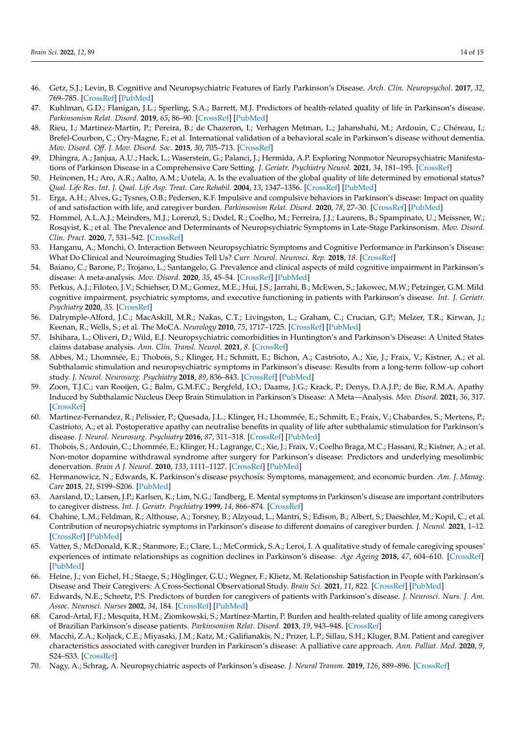46. Getz, S.J.; Levin, B. Cognitive and Neuropsychiatric Features of Early Parkinson's Disease. *Arch. Clin. Neuropsychol.* **2017**, *32*, 769–785. [CrossRef] [PubMed]
47. Kuhlman, G.D.; Flanigan, J.L.; Sperling, S.A.; Barrett, M.J. Predictors of health-related quality of life in Parkinson's disease. *Parkinsonism Relat. Disord.* **2019**, *65*, 86–90. [CrossRef] [PubMed]
48. Rieu, I.; Martinez-Martin, P.; Pereira, B.; de Chazeron, I.; Verhagen Metman, L.; Jahanshahi, M.; Ardouin, C.; Chéreau, I.; Brefel-Courbon, C.; Ory-Magne, F.; et al. International validation of a behavioral scale in Parkinson's disease without dementia. *Mov. Disord. Off. J. Mov. Disord. Soc.* **2015**, *30*, 705–713. [CrossRef]
49. Dhingra, A.; Janjua, A.U.; Hack, L.; Waserstein, G.; Palanci, J.; Hermida, A.P. Exploring Nonmotor Neuropsychiatric Manifestations of Parkinson Disease in a Comprehensive Care Setting. *J. Geriatr. Psychiatry Neurol.* **2021**, *34*, 181–195. [CrossRef]
50. Heinonen, H.; Aro, A.R.; Aalto, A.M.; Uutela, A. Is the evaluation of the global quality of life determined by emotional status? *Qual. Life Res. Int. J. Qual. Life Asp. Treat. Care Rehabil.* **2004**, *13*, 1347–1356. [CrossRef] [PubMed]
51. Erga, A.H.; Alves, G.; Tysnes, O.B.; Pedersen, K.F. Impulsive and compulsive behaviors in Parkinson's disease: Impact on quality of and satisfaction with life, and caregiver burden. *Parkinsonism Relat. Disord.* **2020**, *78*, 27–30. [CrossRef] [PubMed]
52. Hommel, A.L.A.J.; Meinders, M.J.; Lorenzl, S.; Dodel, R.; Coelho, M.; Ferreira, J.J.; Laurens, B.; Spampinato, U.; Meissner, W.; Rosqvist, K.; et al. The Prevalence and Determinants of Neuropsychiatric Symptoms in Late-Stage Parkinsonism. *Mov. Disord. Clin. Pract.* **2020**, *7*, 531–542. [CrossRef]
53. Hanganu, A.; Monchi, O. Interaction Between Neuropsychiatric Symptoms and Cognitive Performance in Parkinson's Disease: What Do Clinical and Neuroimaging Studies Tell Us? *Curr. Neurol. Neurosci. Rep.* **2018**, *18*. [CrossRef]
54. Baiano, C.; Barone, P.; Trojano, L.; Santangelo, G. Prevalence and clinical aspects of mild cognitive impairment in Parkinson's disease: A meta-analysis. *Mov. Disord.* **2020**, *35*, 45–54. [CrossRef] [PubMed]
55. Petkus, A.J.; Filoteo, J.V.; Schiehser, D.M.; Gomez, M.E.; Hui, J.S.; Jarrahi, B.; McEwen, S.; Jakowec, M.W.; Petzinger, G.M. Mild cognitive impairment, psychiatric symptoms, and executive functioning in patients with Parkinson's disease. *Int. J. Geriatr. Psychiatry* **2020**, *35*. [CrossRef]
56. Dalrymple-Alford, J.C.; MacAskill, M.R.; Nakas, C.T.; Livingston, L.; Graham, C.; Crucian, G.P.; Melzer, T.R.; Kirwan, J.; Keenan, R.; Wells, S.; et al. The MoCA. *Neurology* **2010**, *75*, 1717–1725. [CrossRef] [PubMed]
57. Ishihara, L.; Oliveri, D.; Wild, E.J. Neuropsychiatric comorbidities in Huntington's and Parkinson's Disease: A United States claims database analysis. *Ann. Clin. Transl. Neurol.* **2021**, *8*. [CrossRef]
58. Abbes, M.; Lhommée, E.; Thobois, S.; Klinger, H.; Schmitt, E.; Bichon, A.; Castrioto, A.; Xie, J.; Fraix, V.; Kistner, A.; et al. Subthalamic stimulation and neuropsychiatric symptoms in Parkinson's disease: Results from a long-term follow-up cohort study. *J. Neurol. Neurosurg. Psychiatry* **2018**, *89*, 836–843. [CrossRef] [PubMed]
59. Zoon, T.J.C.; van Rooijen, G.; Balm, G.M.F.C.; Bergfeld, I.O.; Daams, J.G.; Krack, P.; Denys, D.A.J.P.; de Bie, R.M.A. Apathy Induced by Subthalamic Nucleus Deep Brain Stimulation in Parkinson's Disease: A Meta—Analysis. *Mov. Disord.* **2021**, *36*, 317. [CrossRef]
60. Martinez-Fernandez, R.; Pelissier, P.; Quesada, J.L.; Klinger, H.; Lhommée, E.; Schmitt, E.; Fraix, V.; Chabardes, S.; Mertens, P.; Castrioto, A.; et al. Postoperative apathy can neutralise benefits in quality of life after subthalamic stimulation for Parkinson's disease. *J. Neurol. Neurosurg. Psychiatry* **2016**, *87*, 311–318. [CrossRef] [PubMed]
61. Thobois, S.; Ardouin, C.; Lhommée, E.; Klinger, H.; Lagrange, C.; Xie, J.; Fraix, V.; Coelho Braga, M.C.; Hassani, R.; Kistner, A.; et al. Non-motor dopamine withdrawal syndrome after surgery for Parkinson's disease: Predictors and underlying mesolimbic denervation. *Brain A J. Neurol.* **2010**, *133*, 1111–1127. [CrossRef] [PubMed]
62. Hermanowicz, N.; Edwards, K. Parkinson's disease psychosis: Symptoms, management, and economic burden. *Am. J. Manag. Care* **2015**, *21*, S199–S206. [PubMed]
63. Aarsland, D.; Larsen, J.P.; Karlsen, K.; Lim, N.G.; Tandberg, E. Mental symptoms in Parkinson's disease are important contributors to caregiver distress. *Int. J. Geriatr. Psychiatry* **1999**, *14*, 866–874. [CrossRef]
64. Chahine, L.M.; Feldman, R.; Althouse, A.; Torsney, B.; Alzyoud, L.; Mantri, S.; Edison, B.; Albert, S.; Daeschler, M.; Kopil, C.; et al. Contribution of neuropsychiatric symptoms in Parkinson's disease to different domains of caregiver burden. *J. Neurol.* **2021**, 1–12. [CrossRef] [PubMed]
65. Vatter, S.; McDonald, K.R.; Stanmore, E.; Clare, L.; McCormick, S.A.; Leroi, I. A qualitative study of female caregiving spouses' experiences of intimate relationships as cognition declines in Parkinson's disease. *Age Ageing* **2018**, *47*, 604–610. [CrossRef] [PubMed]
66. Heine, J.; von Eichel, H.; Staege, S.; Höglinger, G.U.; Wegner, F.; Klietz, M. Relationship Satisfaction in People with Parkinson's Disease and Their Caregivers: A Cross-Sectional Observational Study. *Brain Sci.* **2021**, *11*, 822. [CrossRef] [PubMed]
67. Edwards, N.E.; Scheetz, P.S. Predictors of burden for caregivers of patients with Parkinson's disease. *J. Neurosci. Nurs. J. Am. Assoc. Neurosci. Nurses* **2002**, *34*, 184. [CrossRef] [PubMed]
68. Carod-Artal, F.J.; Mesquita, H.M.; Ziomkowski, S.; Martinez-Martin, P. Burden and health-related quality of life among caregivers of Brazilian Parkinson's disease patients. *Parkinsonism Relat. Disord.* **2013**, *19*, 943–948. [CrossRef]
69. Macchi, Z.A.; Koljack, C.E.; Miyasaki, J.M.; Katz, M.; Galifianakis, N.; Prizer, L.P.; Sillau, S.H.; Kluger, B.M. Patient and caregiver characteristics associated with caregiver burden in Parkinson's disease: A palliative care approach. *Ann. Palliat. Med.* **2020**, *9*, S24–S33. [CrossRef]
70. Nagy, A.; Schrag, A. Neuropsychiatric aspects of Parkinson's disease. *J. Neural Transm.* **2019**, *126*, 889–896. [CrossRef]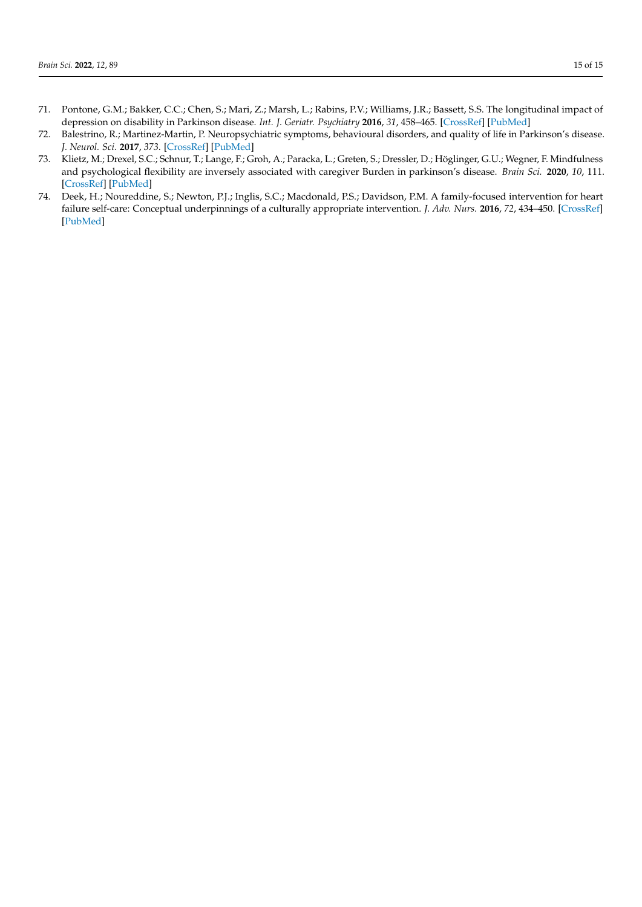71. Pontone, G.M.; Bakker, C.C.; Chen, S.; Mari, Z.; Marsh, L.; Rabins, P.V.; Williams, J.R.; Bassett, S.S. The longitudinal impact of depression on disability in Parkinson disease. *Int. J. Geriatr. Psychiatry* **2016**, *31*, 458–465. [CrossRef] [PubMed]
72. Balestrino, R.; Martinez-Martin, P. Neuropsychiatric symptoms, behavioural disorders, and quality of life in Parkinson's disease. *J. Neurol. Sci.* **2017**, *373*. [CrossRef] [PubMed]
73. Klietz, M.; Drexel, S.C.; Schnur, T.; Lange, F.; Groh, A.; Paracka, L.; Greten, S.; Dressler, D.; Höglinger, G.U.; Wegner, F. Mindfulness and psychological flexibility are inversely associated with caregiver Burden in parkinson's disease. *Brain Sci.* **2020**, *10*, 111. [CrossRef] [PubMed]
74. Deek, H.; Noureddine, S.; Newton, P.J.; Inglis, S.C.; Macdonald, P.S.; Davidson, P.M. A family-focused intervention for heart failure self-care: Conceptual underpinnings of a culturally appropriate intervention. *J. Adv. Nurs.* **2016**, *72*, 434–450. [CrossRef] [PubMed]